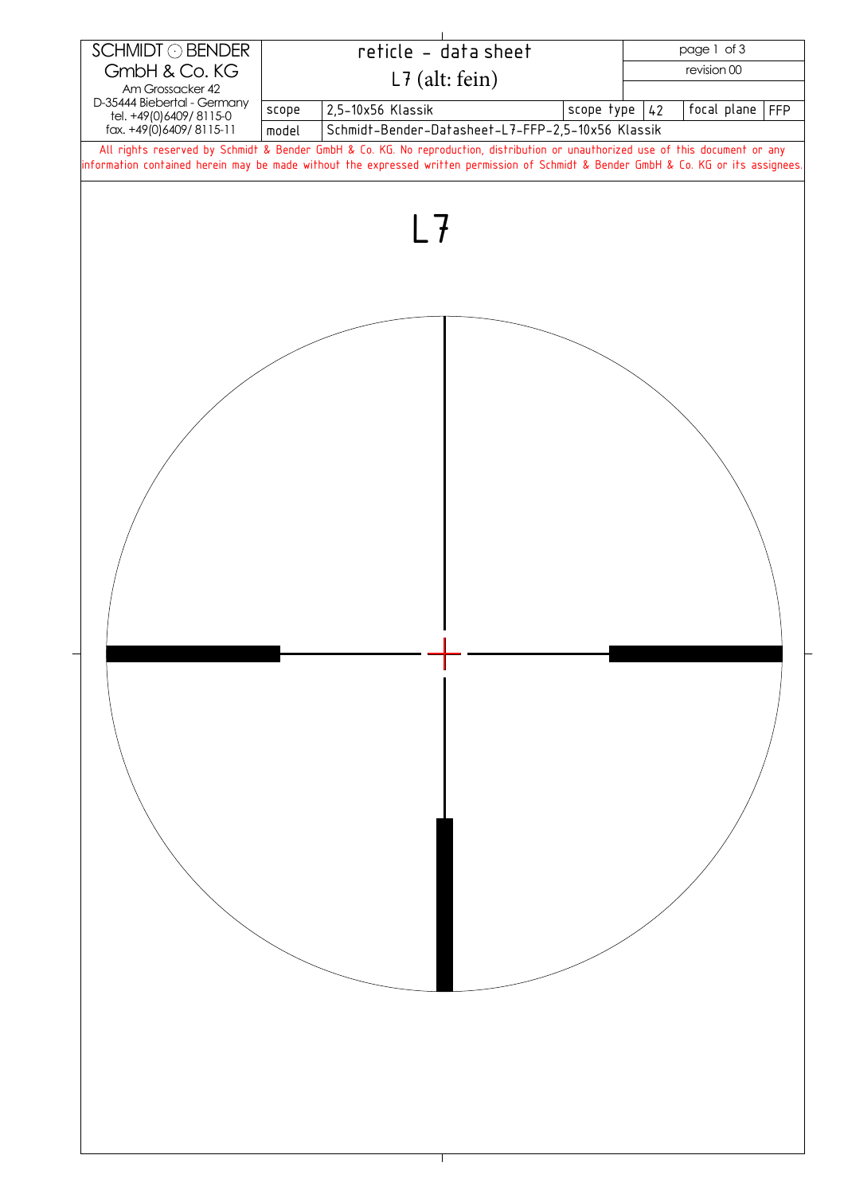| SCHMIDT ⊙ BENDER GmbH & Co. KG Am Grossacker 42 D-35444 Biebertal - Germany tel. +49(0)6409/ 8115-0 fax. +49(0)6409/ 8115-11 | reticle - data sheet L7 (alt: fein) | | | | | revision 00 |
|---|---|---|---|---|---|---|
| | scope | 2,5-10x56 Klassik | scope type | 42 | focal plane | FFP |
| | model | Schmidt-Bender-Datasheet-L7-FFP-2,5-10x56 Klassik | | | | |

All rights reserved by Schmidt & Bender GmbH & Co. KG. No reproduction, distribution or unauthorized use of this document or any information contained herein may be made without the expressed written permission of Schmidt & Bender GmbH & Co. KG or its assignees.

# L7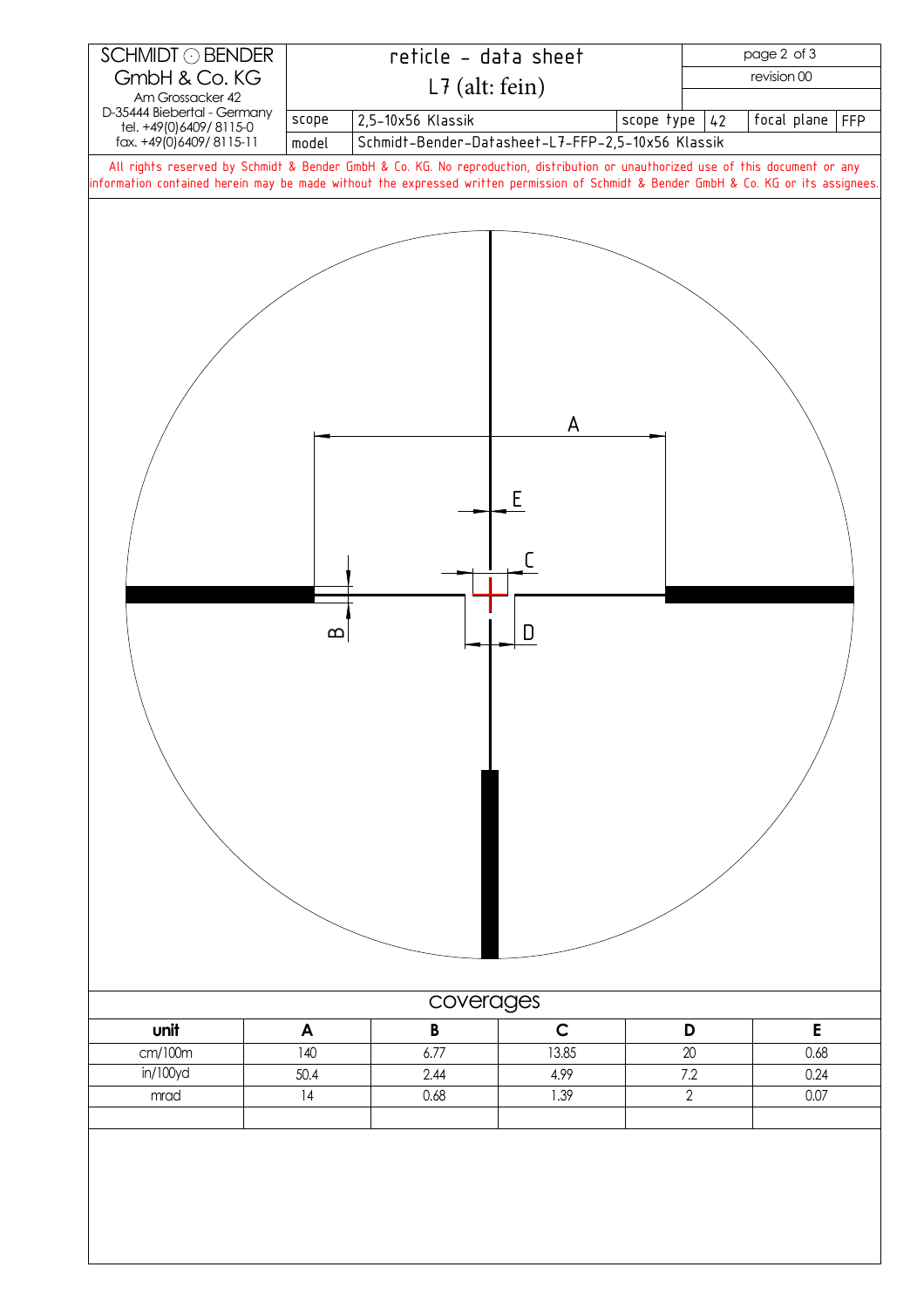SCHMIDT ⊙ BENDER
GmbH & Co. KG
Am Grossacker 42
D-35444 Biebertal - Germany
tel. +49(0)6409/ 8115-0
fax. +49(0)6409/ 8115-11

# reticle - data sheet

## L7 (alt: fein)

revision 00

| scope | 2,5-10x56 Klassik | scope type | 42 | focal plane | FFP |
|---|---|---|---|---|---|
| model | Schmidt-Bender-Datasheet-L7-FFP-2,5-10x56 Klassik | | | | |

All rights reserved by Schmidt & Bender GmbH & Co. KG. No reproduction, distribution or unauthorized use of this document or any information contained herein may be made without the expressed written permission of Schmidt & Bender GmbH & Co. KG or its assignees.

A

E

C

B

D

## coverages

| unit | A | B | C | D | E |
|---|---|---|---|---|---|
| cm/100m | 140 | 6.77 | 13.85 | 20 | 0.68 |
| in/100yd | 50.4 | 2.44 | 4.99 | 7.2 | 0.24 |
| mrad | 14 | 0.68 | 1.39 | 2 | 0.07 |
| | | | | | |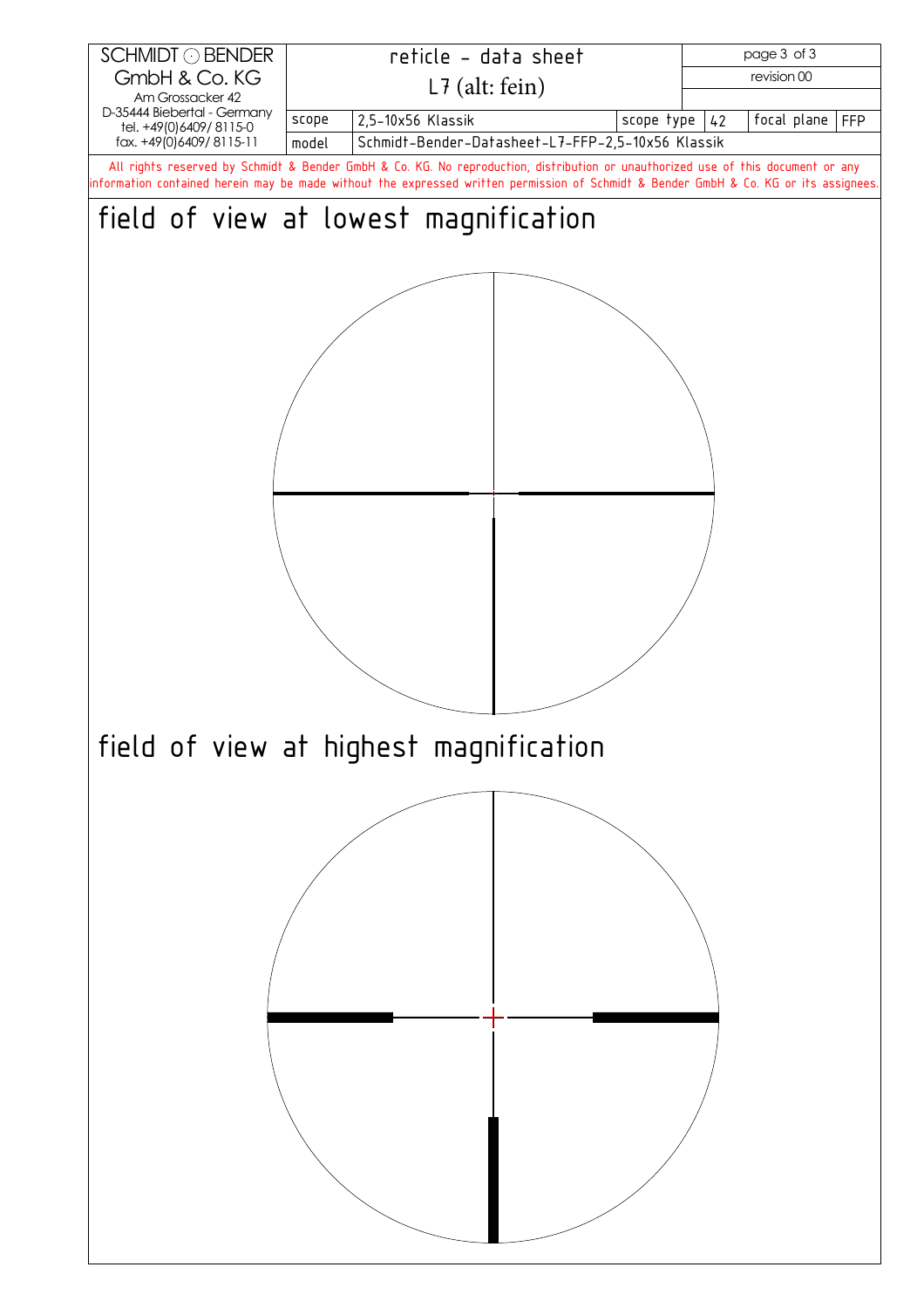| | | | | | | |
|---|---|---|---|---|---|---|
| SCHMIDT ⊙ BENDER GmbH & Co. KG Am Grossacker 42 D-35444 Biebertal - Germany tel. +49(0)6409/ 8115-0 fax. +49(0)6409/ 8115-11 | reticle - data sheet L7 (alt: fein) | | | | | revision 00 |
| scope | 2,5-10x56 Klassik | scope type | 42 | focal plane | FFP | |
| model | Schmidt-Bender-Datasheet-L7-FFP-2,5-10x56 Klassik | | | | | |

All rights reserved by Schmidt & Bender GmbH & Co. KG. No reproduction, distribution or unauthorized use of this document or any information contained herein may be made without the expressed written permission of Schmidt & Bender GmbH & Co. KG or its assignees.

# field of view at lowest magnification

# field of view at highest magnification